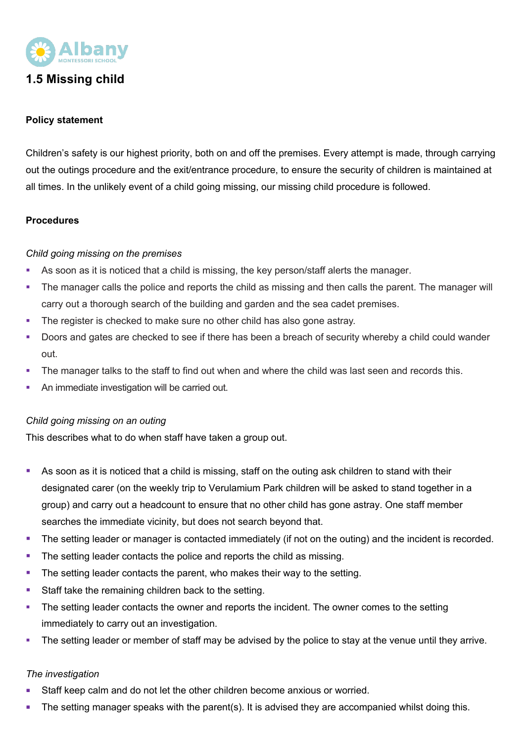# 1.5 Missing child

**Policy statement**

Children's safety is our highest priority, both on and off the premises. Every attempt is made, through carrying out the outings procedure and the exit/entrance procedure, to ensure the security of children is maintained at all times. In the unlikely event of a child going missing, our missing child procedure is followed.

**Procedures**

*Child going missing on the premises*

- As soon as it is noticed that a child is missing, the key person/staff alerts the manager.
- The manager calls the police and reports the child as missing and then calls the parent. The manager will carry out a thorough search of the building and garden and the sea cadet premises.
- The register is checked to make sure no other child has also gone astray.
- Doors and gates are checked to see if there has been a breach of security whereby a child could wander out.
- The manager talks to the staff to find out when and where the child was last seen and records this.
- An immediate investigation will be carried out.

*Child going missing on an outing*

This describes what to do when staff have taken a group out.

- As soon as it is noticed that a child is missing, staff on the outing ask children to stand with their designated carer (on the weekly trip to Verulamium Park children will be asked to stand together in a group) and carry out a headcount to ensure that no other child has gone astray. One staff member searches the immediate vicinity, but does not search beyond that.
- The setting leader or manager is contacted immediately (if not on the outing) and the incident is recorded.
- The setting leader contacts the police and reports the child as missing.
- The setting leader contacts the parent, who makes their way to the setting.
- Staff take the remaining children back to the setting.
- The setting leader contacts the owner and reports the incident. The owner comes to the setting immediately to carry out an investigation.
- The setting leader or member of staff may be advised by the police to stay at the venue until they arrive.

*The investigation*

- Staff keep calm and do not let the other children become anxious or worried.
- The setting manager speaks with the parent(s). It is advised they are accompanied whilst doing this.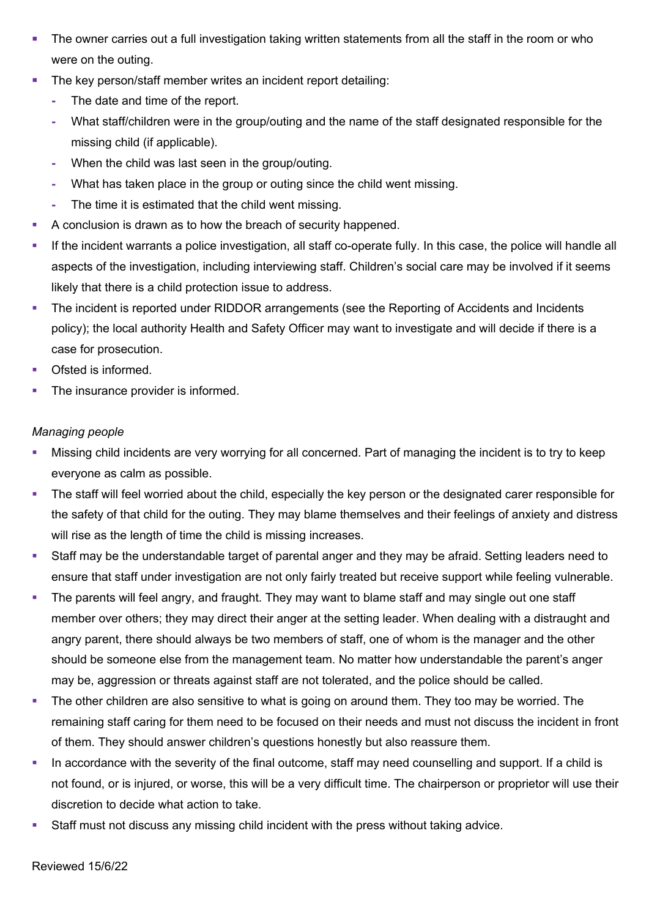- The owner carries out a full investigation taking written statements from all the staff in the room or who were on the outing.
- The key person/staff member writes an incident report detailing:
  - The date and time of the report.
  - What staff/children were in the group/outing and the name of the staff designated responsible for the missing child (if applicable).
  - When the child was last seen in the group/outing.
  - What has taken place in the group or outing since the child went missing.
  - The time it is estimated that the child went missing.
- A conclusion is drawn as to how the breach of security happened.
- If the incident warrants a police investigation, all staff co-operate fully. In this case, the police will handle all aspects of the investigation, including interviewing staff. Children's social care may be involved if it seems likely that there is a child protection issue to address.
- The incident is reported under RIDDOR arrangements (see the Reporting of Accidents and Incidents policy); the local authority Health and Safety Officer may want to investigate and will decide if there is a case for prosecution.
- Ofsted is informed.
- The insurance provider is informed.

*Managing people*

- Missing child incidents are very worrying for all concerned. Part of managing the incident is to try to keep everyone as calm as possible.
- The staff will feel worried about the child, especially the key person or the designated carer responsible for the safety of that child for the outing. They may blame themselves and their feelings of anxiety and distress will rise as the length of time the child is missing increases.
- Staff may be the understandable target of parental anger and they may be afraid. Setting leaders need to ensure that staff under investigation are not only fairly treated but receive support while feeling vulnerable.
- The parents will feel angry, and fraught. They may want to blame staff and may single out one staff member over others; they may direct their anger at the setting leader. When dealing with a distraught and angry parent, there should always be two members of staff, one of whom is the manager and the other should be someone else from the management team. No matter how understandable the parent's anger may be, aggression or threats against staff are not tolerated, and the police should be called.
- The other children are also sensitive to what is going on around them. They too may be worried. The remaining staff caring for them need to be focused on their needs and must not discuss the incident in front of them. They should answer children's questions honestly but also reassure them.
- In accordance with the severity of the final outcome, staff may need counselling and support. If a child is not found, or is injured, or worse, this will be a very difficult time. The chairperson or proprietor will use their discretion to decide what action to take.
- Staff must not discuss any missing child incident with the press without taking advice.

Reviewed 15/6/22